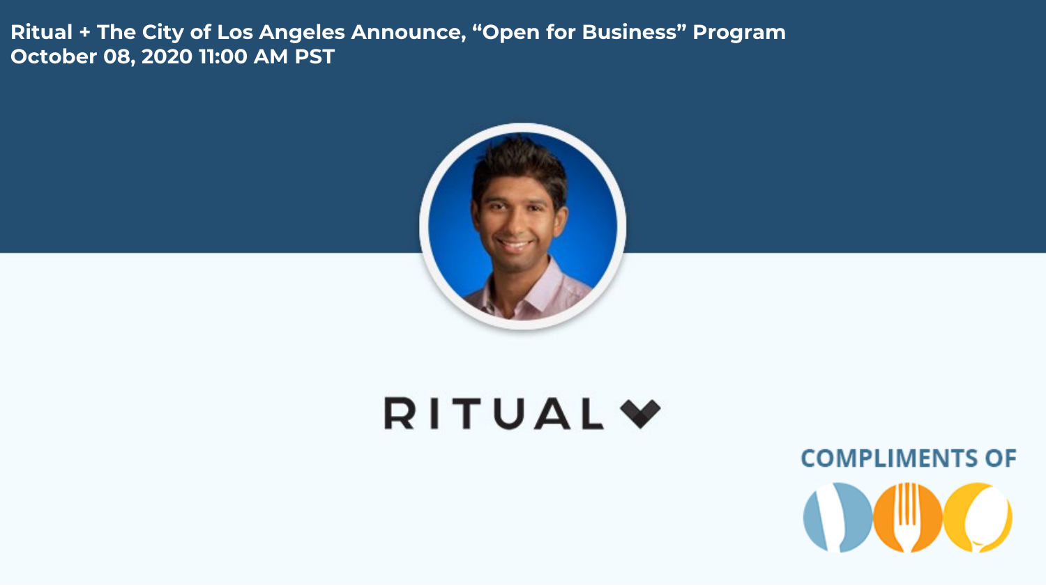# Ritual + The City of Los Angeles Announce, "Open for Business" Program

**October 08, 2020 11:00 AM PST**

RITUAL

COMPLIMENTS OF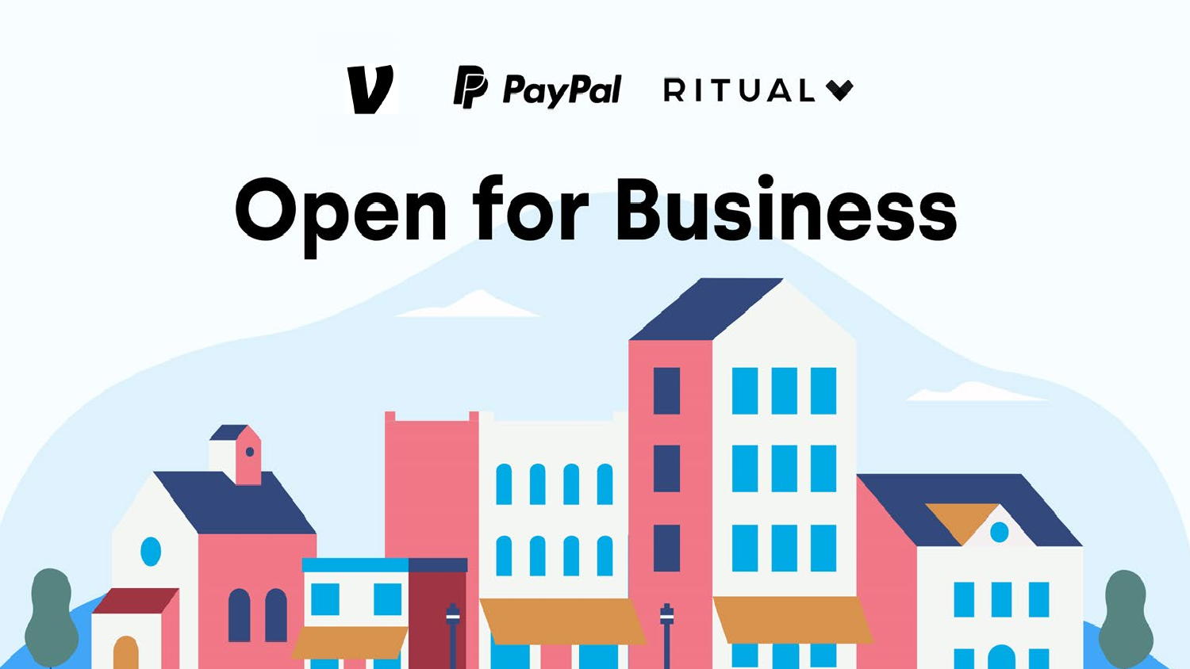# Open for Business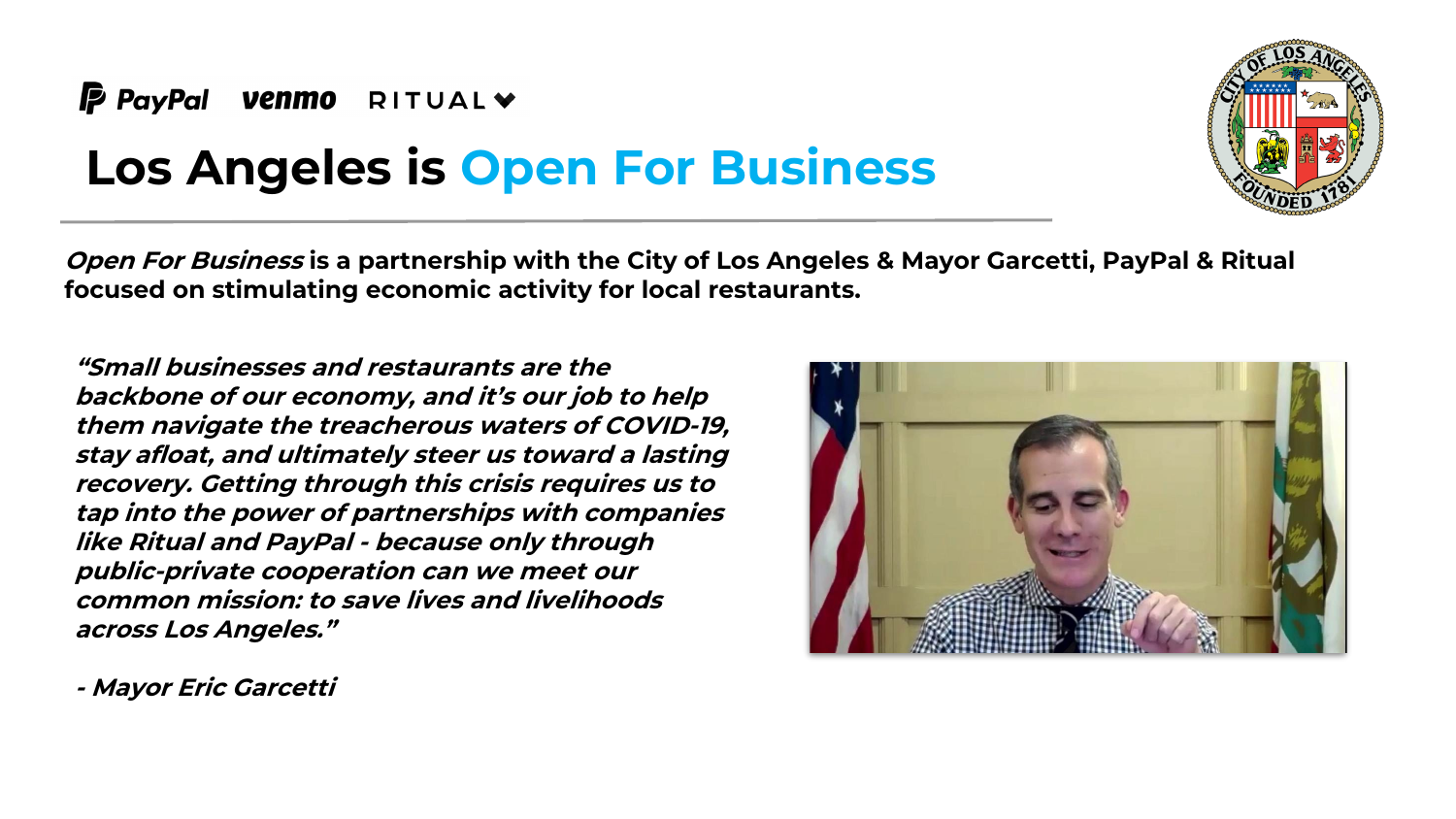PayPal venmo RITUAL

# Los Angeles is Open For Business

***Open For Business*** **is a partnership with the City of Los Angeles & Mayor Garcetti, PayPal & Ritual focused on stimulating economic activity for local restaurants.**

***"Small businesses and restaurants are the backbone of our economy, and it's our job to help them navigate the treacherous waters of COVID-19, stay afloat, and ultimately steer us toward a lasting recovery. Getting through this crisis requires us to tap into the power of partnerships with companies like Ritual and PayPal - because only through public-private cooperation can we meet our common mission: to save lives and livelihoods across Los Angeles."***

***- Mayor Eric Garcetti***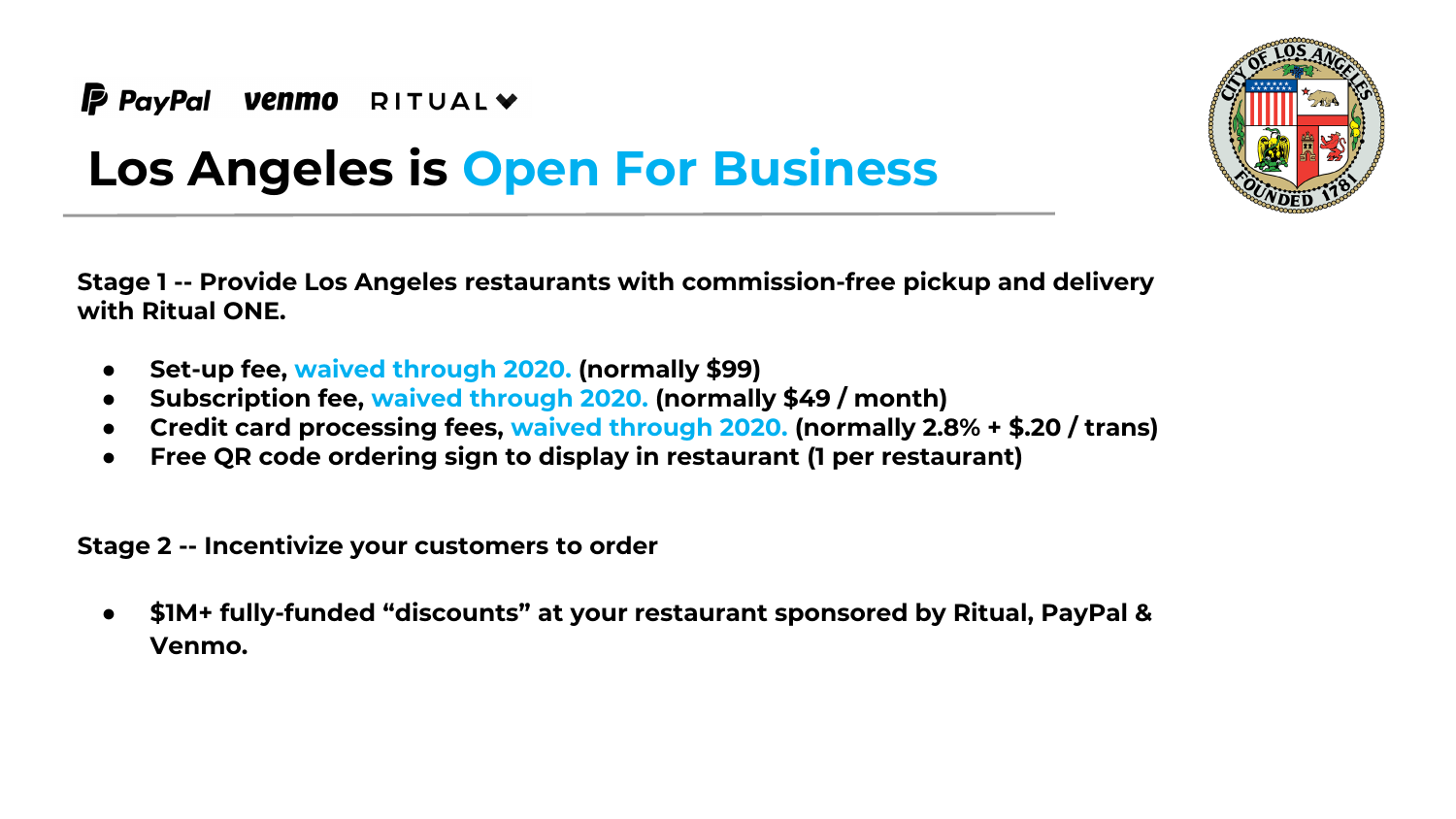PayPal venmo RITUAL

# Los Angeles is Open For Business

**Stage 1 -- Provide Los Angeles restaurants with commission-free pickup and delivery with Ritual ONE.**

- **Set-up fee, waived through 2020. (normally $99)**
- **Subscription fee, waived through 2020. (normally $49 / month)**
- **Credit card processing fees, waived through 2020. (normally 2.8% + $.20 / trans)**
- **Free QR code ordering sign to display in restaurant (1 per restaurant)**

**Stage 2 -- Incentivize your customers to order**

- **$1M+ fully-funded "discounts" at your restaurant sponsored by Ritual, PayPal & Venmo.**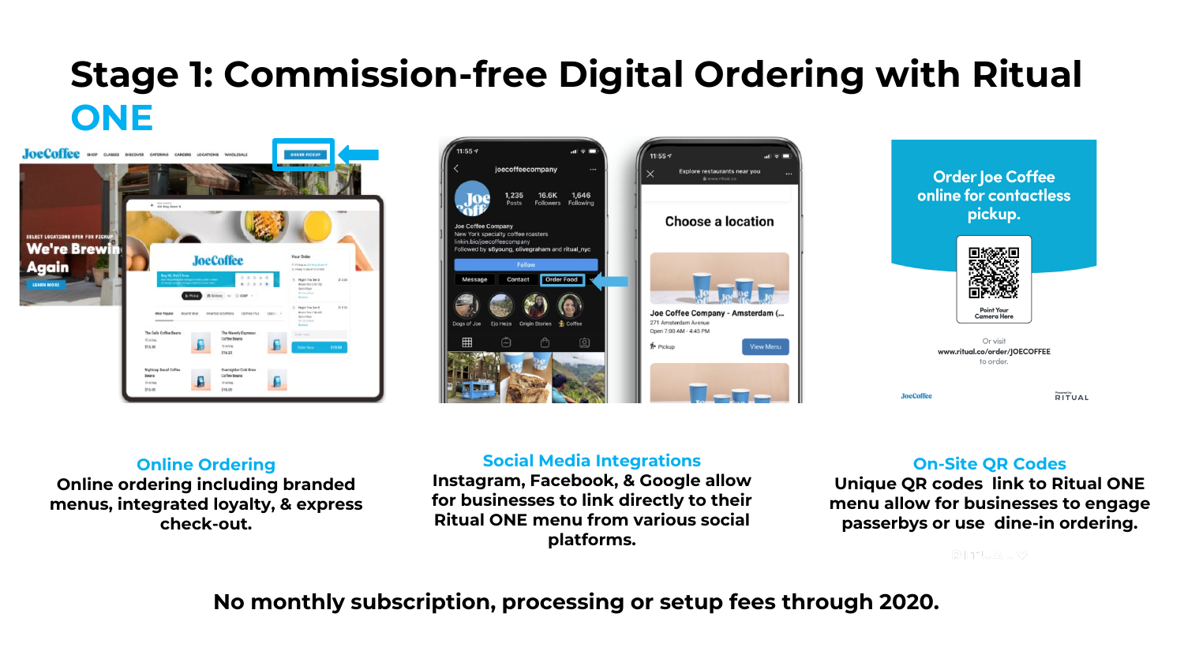# Stage 1: Commission-free Digital Ordering with Ritual ONE

**Online Ordering**
Online ordering including branded menus, integrated loyalty, & express check-out.

**Social Media Integrations**
Instagram, Facebook, & Google allow for businesses to link directly to their Ritual ONE menu from various social platforms.

**On-Site QR Codes**
Unique QR codes link to Ritual ONE menu allow for businesses to engage passerbys or use dine-in ordering.

**No monthly subscription, processing or setup fees through 2020.**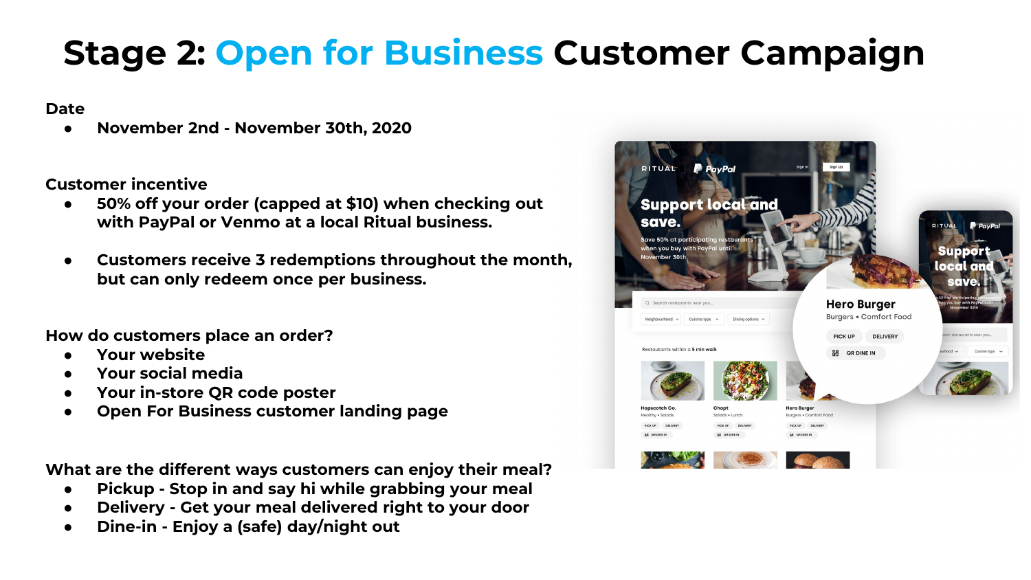# Stage 2: Open for Business Customer Campaign

**Date**

- November 2nd - November 30th, 2020

**Customer incentive**

- 50% off your order (capped at $10) when checking out with PayPal or Venmo at a local Ritual business.
- Customers receive 3 redemptions throughout the month, but can only redeem once per business.

**How do customers place an order?**

- Your website
- Your social media
- Your in-store QR code poster
- Open For Business customer landing page

**What are the different ways customers can enjoy their meal?**

- Pickup - Stop in and say hi while grabbing your meal
- Delivery - Get your meal delivered right to your door
- Dine-in - Enjoy a (safe) day/night out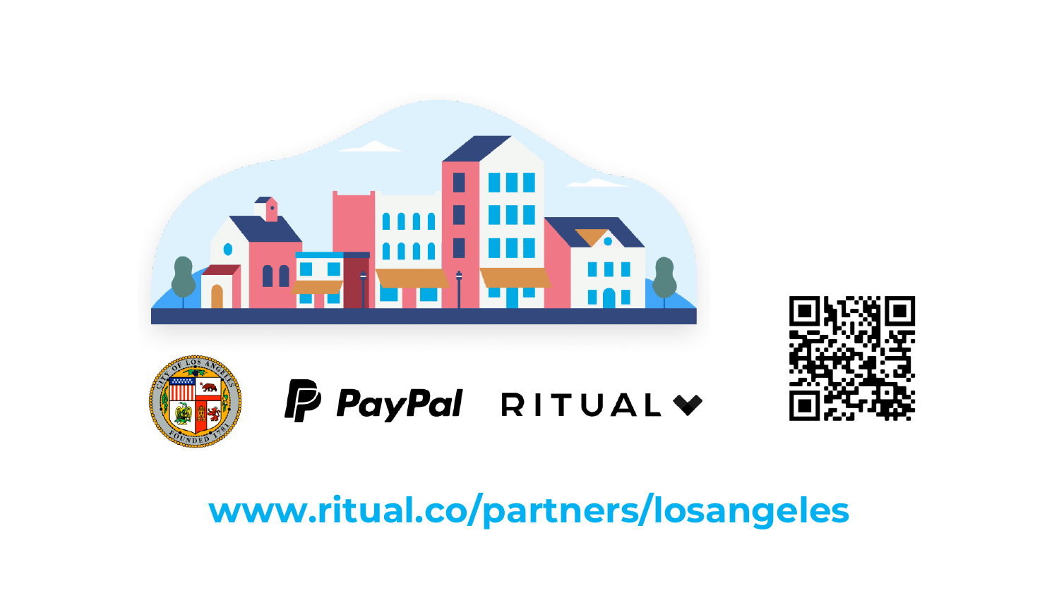PayPal RITUAL

www.ritual.co/partners/losangeles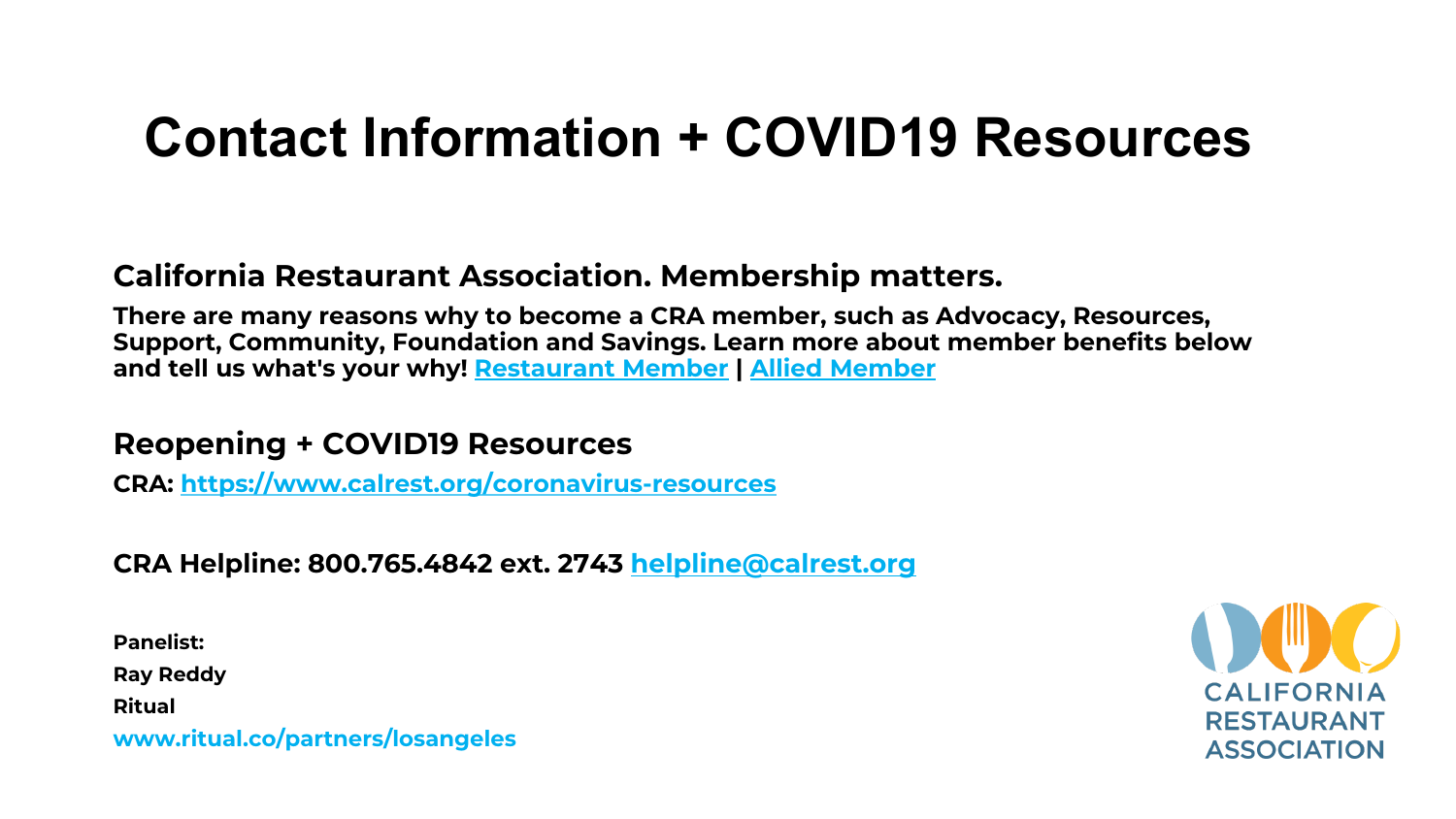# Contact Information + COVID19 Resources

### California Restaurant Association. Membership matters.

**There are many reasons why to become a CRA member, such as Advocacy, Resources, Support, Community, Foundation and Savings. Learn more about member benefits below and tell us what's your why! Restaurant Member | Allied Member**

### Reopening + COVID19 Resources

**CRA: https://www.calrest.org/coronavirus-resources**

**CRA Helpline: 800.765.4842 ext. 2743 helpline@calrest.org**

**Panelist:**

**Ray Reddy**

**Ritual**

**www.ritual.co/partners/losangeles**

CALIFORNIA RESTAURANT ASSOCIATION